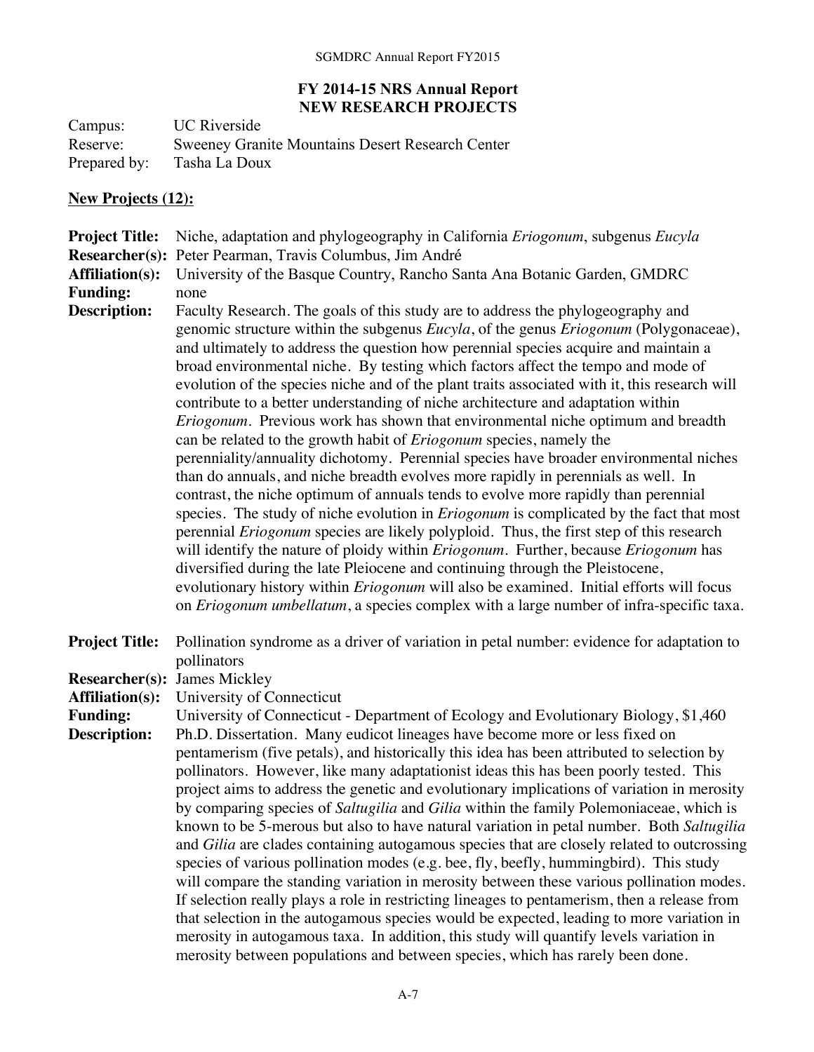# FY 2014-15 NRS Annual Report
## NEW RESEARCH PROJECTS

Campus: UC Riverside
Reserve: Sweeney Granite Mountains Desert Research Center
Prepared by: Tasha La Doux

### New Projects (12):

**Project Title:** Niche, adaptation and phylogeography in California *Eriogonum*, subgenus *Eucyla*
**Researcher(s):** Peter Pearman, Travis Columbus, Jim André
**Affiliation(s):** University of the Basque Country, Rancho Santa Ana Botanic Garden, GMDRC
**Funding:** none
**Description:** Faculty Research. The goals of this study are to address the phylogeography and genomic structure within the subgenus *Eucyla*, of the genus *Eriogonum* (Polygonaceae), and ultimately to address the question how perennial species acquire and maintain a broad environmental niche. By testing which factors affect the tempo and mode of evolution of the species niche and of the plant traits associated with it, this research will contribute to a better understanding of niche architecture and adaptation within *Eriogonum*. Previous work has shown that environmental niche optimum and breadth can be related to the growth habit of *Eriogonum* species, namely the perenniality/annuality dichotomy. Perennial species have broader environmental niches than do annuals, and niche breadth evolves more rapidly in perennials as well. In contrast, the niche optimum of annuals tends to evolve more rapidly than perennial species. The study of niche evolution in *Eriogonum* is complicated by the fact that most perennial *Eriogonum* species are likely polyploid. Thus, the first step of this research will identify the nature of ploidy within *Eriogonum*. Further, because *Eriogonum* has diversified during the late Pleiocene and continuing through the Pleistocene, evolutionary history within *Eriogonum* will also be examined. Initial efforts will focus on *Eriogonum umbellatum*, a species complex with a large number of infra-specific taxa.

**Project Title:** Pollination syndrome as a driver of variation in petal number: evidence for adaptation to pollinators
**Researcher(s):** James Mickley
**Affiliation(s):** University of Connecticut
**Funding:** University of Connecticut - Department of Ecology and Evolutionary Biology, $1,460
**Description:** Ph.D. Dissertation. Many eudicot lineages have become more or less fixed on pentamerism (five petals), and historically this idea has been attributed to selection by pollinators. However, like many adaptationist ideas this has been poorly tested. This project aims to address the genetic and evolutionary implications of variation in merosity by comparing species of *Saltugilia* and *Gilia* within the family Polemoniaceae, which is known to be 5-merous but also to have natural variation in petal number. Both *Saltugilia* and *Gilia* are clades containing autogamous species that are closely related to outcrossing species of various pollination modes (e.g. bee, fly, beefly, hummingbird). This study will compare the standing variation in merosity between these various pollination modes. If selection really plays a role in restricting lineages to pentamerism, then a release from that selection in the autogamous species would be expected, leading to more variation in merosity in autogamous taxa. In addition, this study will quantify levels variation in merosity between populations and between species, which has rarely been done.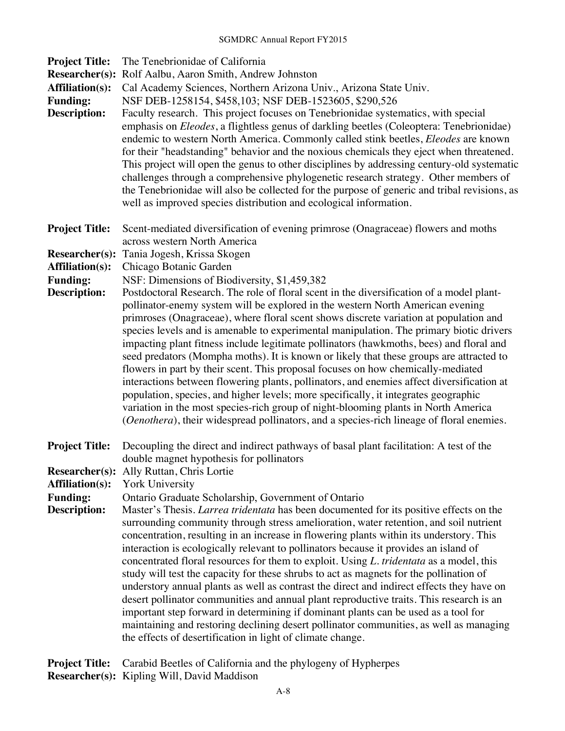**Project Title:** The Tenebrionidae of California
**Researcher(s):** Rolf Aalbu, Aaron Smith, Andrew Johnston
**Affiliation(s):** Cal Academy Sciences, Northern Arizona Univ., Arizona State Univ.
**Funding:** NSF DEB-1258154, $458,103; NSF DEB-1523605, $290,526
**Description:** Faculty research. This project focuses on Tenebrionidae systematics, with special emphasis on *Eleodes*, a flightless genus of darkling beetles (Coleoptera: Tenebrionidae) endemic to western North America. Commonly called stink beetles, *Eleodes* are known for their "headstanding" behavior and the noxious chemicals they eject when threatened. This project will open the genus to other disciplines by addressing century-old systematic challenges through a comprehensive phylogenetic research strategy. Other members of the Tenebrionidae will also be collected for the purpose of generic and tribal revisions, as well as improved species distribution and ecological information.

**Project Title:** Scent-mediated diversification of evening primrose (Onagraceae) flowers and moths across western North America
**Researcher(s):** Tania Jogesh, Krissa Skogen
**Affiliation(s):** Chicago Botanic Garden
**Funding:** NSF: Dimensions of Biodiversity, $1,459,382
**Description:** Postdoctoral Research. The role of floral scent in the diversification of a model plant-pollinator-enemy system will be explored in the western North American evening primroses (Onagraceae), where floral scent shows discrete variation at population and species levels and is amenable to experimental manipulation. The primary biotic drivers impacting plant fitness include legitimate pollinators (hawkmoths, bees) and floral and seed predators (Mompha moths). It is known or likely that these groups are attracted to flowers in part by their scent. This proposal focuses on how chemically-mediated interactions between flowering plants, pollinators, and enemies affect diversification at population, species, and higher levels; more specifically, it integrates geographic variation in the most species-rich group of night-blooming plants in North America (*Oenothera*), their widespread pollinators, and a species-rich lineage of floral enemies.

**Project Title:** Decoupling the direct and indirect pathways of basal plant facilitation: A test of the double magnet hypothesis for pollinators
**Researcher(s):** Ally Ruttan, Chris Lortie
**Affiliation(s):** York University
**Funding:** Ontario Graduate Scholarship, Government of Ontario
**Description:** Master's Thesis. *Larrea tridentata* has been documented for its positive effects on the surrounding community through stress amelioration, water retention, and soil nutrient concentration, resulting in an increase in flowering plants within its understory. This interaction is ecologically relevant to pollinators because it provides an island of concentrated floral resources for them to exploit. Using *L. tridentata* as a model, this study will test the capacity for these shrubs to act as magnets for the pollination of understory annual plants as well as contrast the direct and indirect effects they have on desert pollinator communities and annual plant reproductive traits. This research is an important step forward in determining if dominant plants can be used as a tool for maintaining and restoring declining desert pollinator communities, as well as managing the effects of desertification in light of climate change.

**Project Title:** Carabid Beetles of California and the phylogeny of Hypherpes
**Researcher(s):** Kipling Will, David Maddison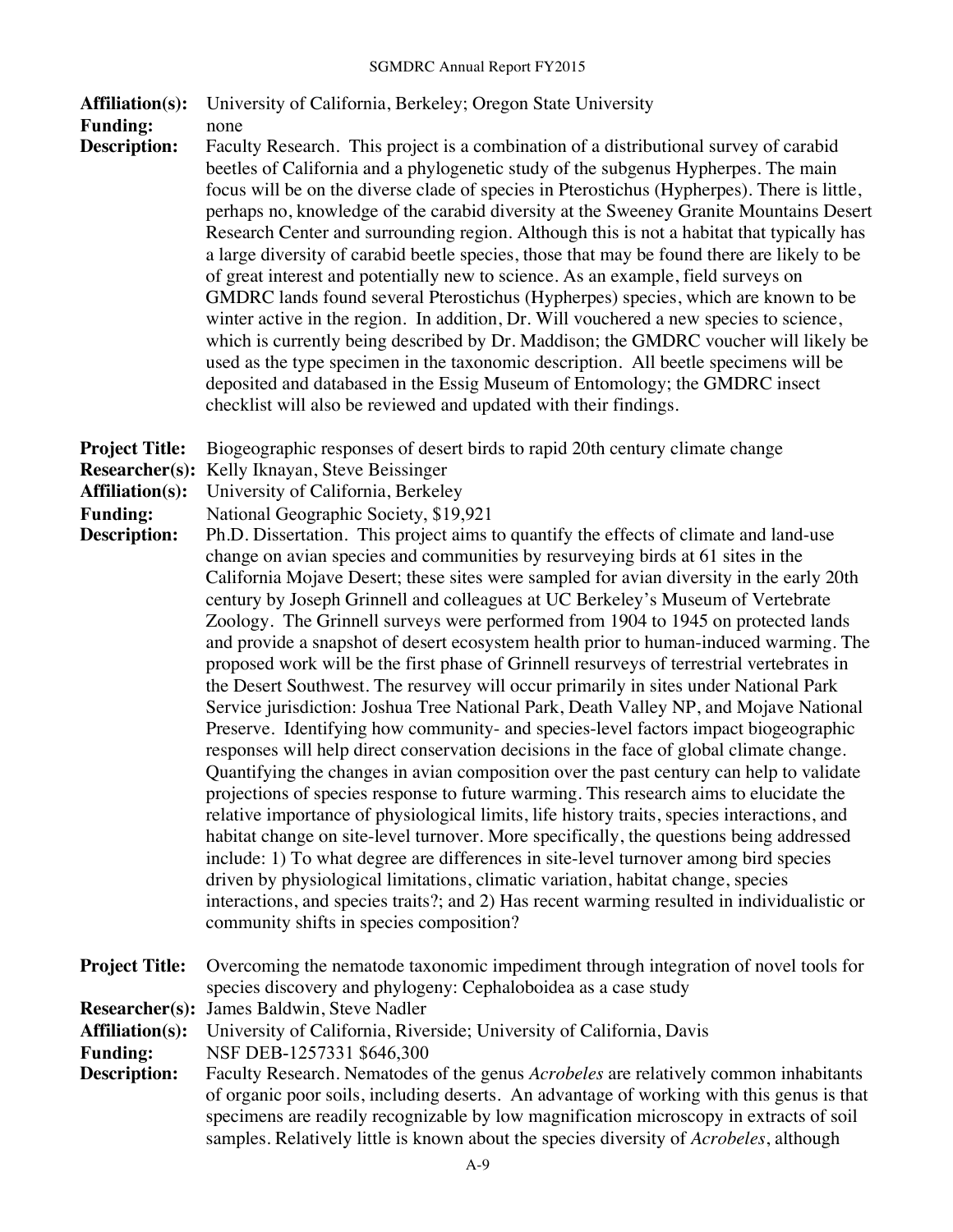**Affiliation(s):** University of California, Berkeley; Oregon State University
**Funding:** none
**Description:** Faculty Research. This project is a combination of a distributional survey of carabid beetles of California and a phylogenetic study of the subgenus Hypherpes. The main focus will be on the diverse clade of species in Pterostichus (Hypherpes). There is little, perhaps no, knowledge of the carabid diversity at the Sweeney Granite Mountains Desert Research Center and surrounding region. Although this is not a habitat that typically has a large diversity of carabid beetle species, those that may be found there are likely to be of great interest and potentially new to science. As an example, field surveys on GMDRC lands found several Pterostichus (Hypherpes) species, which are known to be winter active in the region. In addition, Dr. Will vouchered a new species to science, which is currently being described by Dr. Maddison; the GMDRC voucher will likely be used as the type specimen in the taxonomic description. All beetle specimens will be deposited and databased in the Essig Museum of Entomology; the GMDRC insect checklist will also be reviewed and updated with their findings.

**Project Title:** Biogeographic responses of desert birds to rapid 20th century climate change
**Researcher(s):** Kelly Iknayan, Steve Beissinger
**Affiliation(s):** University of California, Berkeley
**Funding:** National Geographic Society, $19,921
**Description:** Ph.D. Dissertation. This project aims to quantify the effects of climate and land-use change on avian species and communities by resurveying birds at 61 sites in the California Mojave Desert; these sites were sampled for avian diversity in the early 20th century by Joseph Grinnell and colleagues at UC Berkeley's Museum of Vertebrate Zoology. The Grinnell surveys were performed from 1904 to 1945 on protected lands and provide a snapshot of desert ecosystem health prior to human-induced warming. The proposed work will be the first phase of Grinnell resurveys of terrestrial vertebrates in the Desert Southwest. The resurvey will occur primarily in sites under National Park Service jurisdiction: Joshua Tree National Park, Death Valley NP, and Mojave National Preserve. Identifying how community- and species-level factors impact biogeographic responses will help direct conservation decisions in the face of global climate change. Quantifying the changes in avian composition over the past century can help to validate projections of species response to future warming. This research aims to elucidate the relative importance of physiological limits, life history traits, species interactions, and habitat change on site-level turnover. More specifically, the questions being addressed include: 1) To what degree are differences in site-level turnover among bird species driven by physiological limitations, climatic variation, habitat change, species interactions, and species traits?; and 2) Has recent warming resulted in individualistic or community shifts in species composition?

**Project Title:** Overcoming the nematode taxonomic impediment through integration of novel tools for species discovery and phylogeny: Cephaloboidea as a case study
**Researcher(s):** James Baldwin, Steve Nadler
**Affiliation(s):** University of California, Riverside; University of California, Davis
**Funding:** NSF DEB-1257331 $646,300
**Description:** Faculty Research. Nematodes of the genus *Acrobeles* are relatively common inhabitants of organic poor soils, including deserts. An advantage of working with this genus is that specimens are readily recognizable by low magnification microscopy in extracts of soil samples. Relatively little is known about the species diversity of *Acrobeles*, although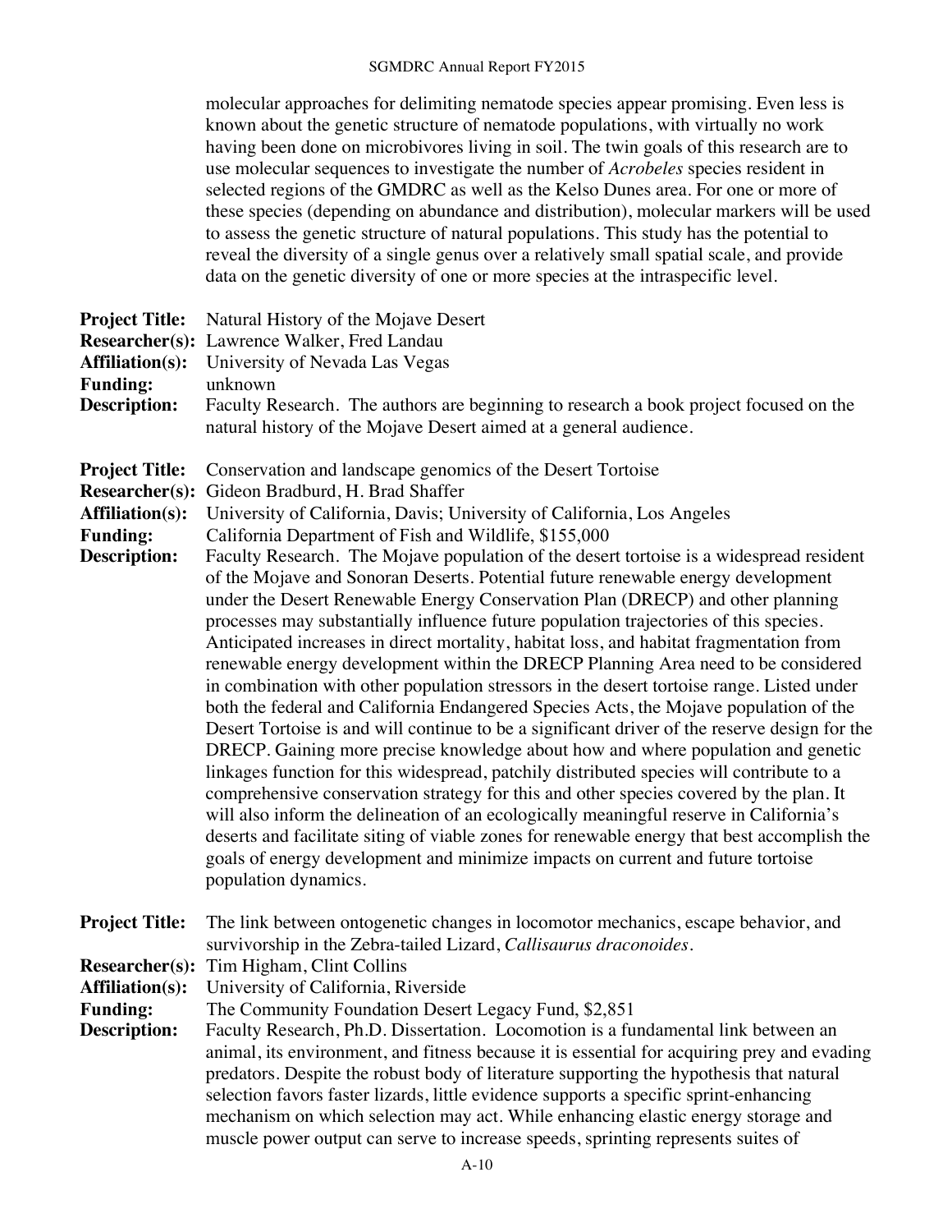molecular approaches for delimiting nematode species appear promising. Even less is known about the genetic structure of nematode populations, with virtually no work having been done on microbivores living in soil. The twin goals of this research are to use molecular sequences to investigate the number of *Acrobeles* species resident in selected regions of the GMDRC as well as the Kelso Dunes area. For one or more of these species (depending on abundance and distribution), molecular markers will be used to assess the genetic structure of natural populations. This study has the potential to reveal the diversity of a single genus over a relatively small spatial scale, and provide data on the genetic diversity of one or more species at the intraspecific level.

**Project Title:** Natural History of the Mojave Desert
**Researcher(s):** Lawrence Walker, Fred Landau
**Affiliation(s):** University of Nevada Las Vegas
**Funding:** unknown
**Description:** Faculty Research. The authors are beginning to research a book project focused on the natural history of the Mojave Desert aimed at a general audience.

**Project Title:** Conservation and landscape genomics of the Desert Tortoise
**Researcher(s):** Gideon Bradburd, H. Brad Shaffer
**Affiliation(s):** University of California, Davis; University of California, Los Angeles
**Funding:** California Department of Fish and Wildlife, $155,000
**Description:** Faculty Research. The Mojave population of the desert tortoise is a widespread resident of the Mojave and Sonoran Deserts. Potential future renewable energy development under the Desert Renewable Energy Conservation Plan (DRECP) and other planning processes may substantially influence future population trajectories of this species. Anticipated increases in direct mortality, habitat loss, and habitat fragmentation from renewable energy development within the DRECP Planning Area need to be considered in combination with other population stressors in the desert tortoise range. Listed under both the federal and California Endangered Species Acts, the Mojave population of the Desert Tortoise is and will continue to be a significant driver of the reserve design for the DRECP. Gaining more precise knowledge about how and where population and genetic linkages function for this widespread, patchily distributed species will contribute to a comprehensive conservation strategy for this and other species covered by the plan. It will also inform the delineation of an ecologically meaningful reserve in California's deserts and facilitate siting of viable zones for renewable energy that best accomplish the goals of energy development and minimize impacts on current and future tortoise population dynamics.

**Project Title:** The link between ontogenetic changes in locomotor mechanics, escape behavior, and survivorship in the Zebra-tailed Lizard, *Callisaurus draconoides*.
**Researcher(s):** Tim Higham, Clint Collins
**Affiliation(s):** University of California, Riverside
**Funding:** The Community Foundation Desert Legacy Fund, $2,851
**Description:** Faculty Research, Ph.D. Dissertation. Locomotion is a fundamental link between an animal, its environment, and fitness because it is essential for acquiring prey and evading predators. Despite the robust body of literature supporting the hypothesis that natural selection favors faster lizards, little evidence supports a specific sprint-enhancing mechanism on which selection may act. While enhancing elastic energy storage and muscle power output can serve to increase speeds, sprinting represents suites of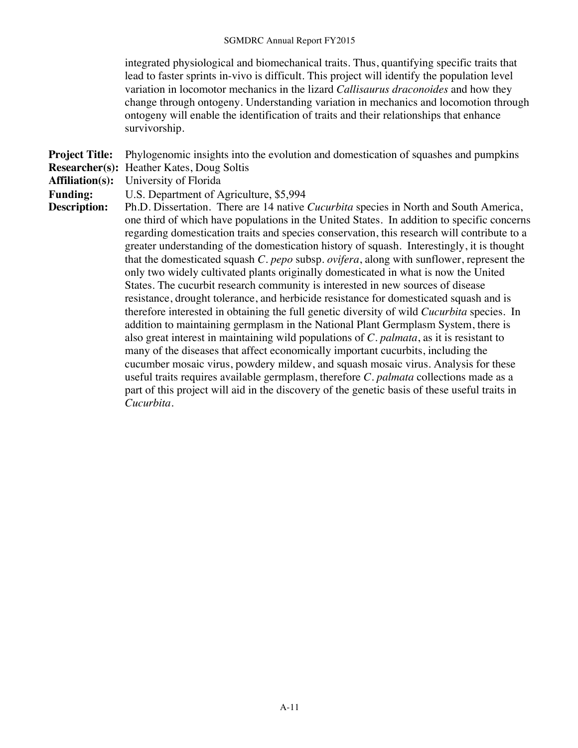integrated physiological and biomechanical traits. Thus, quantifying specific traits that lead to faster sprints in-vivo is difficult. This project will identify the population level variation in locomotor mechanics in the lizard *Callisaurus draconoides* and how they change through ontogeny. Understanding variation in mechanics and locomotion through ontogeny will enable the identification of traits and their relationships that enhance survivorship.

**Project Title:** Phylogenomic insights into the evolution and domestication of squashes and pumpkins
**Researcher(s):** Heather Kates, Doug Soltis
**Affiliation(s):** University of Florida
**Funding:** U.S. Department of Agriculture, $5,994
**Description:** Ph.D. Dissertation. There are 14 native *Cucurbita* species in North and South America, one third of which have populations in the United States. In addition to specific concerns regarding domestication traits and species conservation, this research will contribute to a greater understanding of the domestication history of squash. Interestingly, it is thought that the domesticated squash *C. pepo* subsp. *ovifera*, along with sunflower, represent the only two widely cultivated plants originally domesticated in what is now the United States. The cucurbit research community is interested in new sources of disease resistance, drought tolerance, and herbicide resistance for domesticated squash and is therefore interested in obtaining the full genetic diversity of wild *Cucurbita* species. In addition to maintaining germplasm in the National Plant Germplasm System, there is also great interest in maintaining wild populations of *C. palmata*, as it is resistant to many of the diseases that affect economically important cucurbits, including the cucumber mosaic virus, powdery mildew, and squash mosaic virus. Analysis for these useful traits requires available germplasm, therefore *C. palmata* collections made as a part of this project will aid in the discovery of the genetic basis of these useful traits in *Cucurbita*.